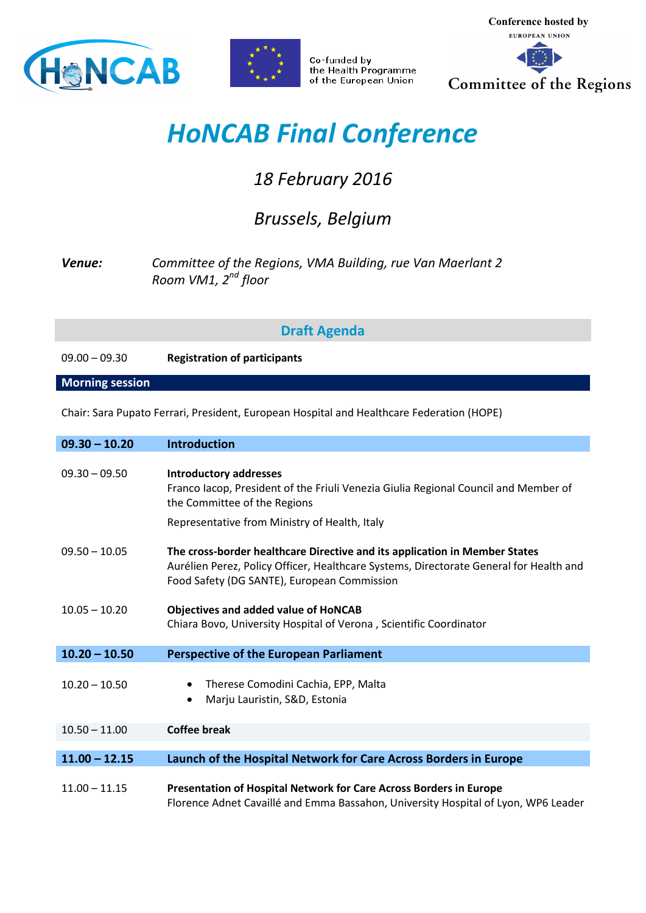Co-funded by the Health Programme of the European Union

Conference hosted by European Union Committee of the Regions

# *HoNCAB Final Conference*

## *18 February 2016*

## *Brussels, Belgium*

***Venue:*** *Committee of the Regions, VMA Building, rue Van Maerlant 2*
*Room VM1, 2nd floor*

## Draft Agenda

| | |
|---|---|
| 09.00 – 09.30 | **Registration of participants** |
| **Morning session** | |
| Chair: Sara Pupato Ferrari, President, European Hospital and Healthcare Federation (HOPE) | |
| **09.30 – 10.20** | **Introduction** |
| 09.30 – 09.50 | **Introductory addresses**<br>Franco Iacop, President of the Friuli Venezia Giulia Regional Council and Member of the Committee of the Regions<br>Representative from Ministry of Health, Italy |
| 09.50 – 10.05 | **The cross-border healthcare Directive and its application in Member States**<br>Aurélien Perez, Policy Officer, Healthcare Systems, Directorate General for Health and Food Safety (DG SANTE), European Commission |
| 10.05 – 10.20 | **Objectives and added value of HoNCAB**<br>Chiara Bovo, University Hospital of Verona , Scientific Coordinator |
| **10.20 – 10.50** | **Perspective of the European Parliament** |
| 10.20 – 10.50 | • Therese Comodini Cachia, EPP, Malta<br>• Marju Lauristin, S&D, Estonia |
| 10.50 – 11.00 | **Coffee break** |
| **11.00 – 12.15** | **Launch of the Hospital Network for Care Across Borders in Europe** |
| 11.00 – 11.15 | **Presentation of Hospital Network for Care Across Borders in Europe**<br>Florence Adnet Cavaillé and Emma Bassahon, University Hospital of Lyon, WP6 Leader |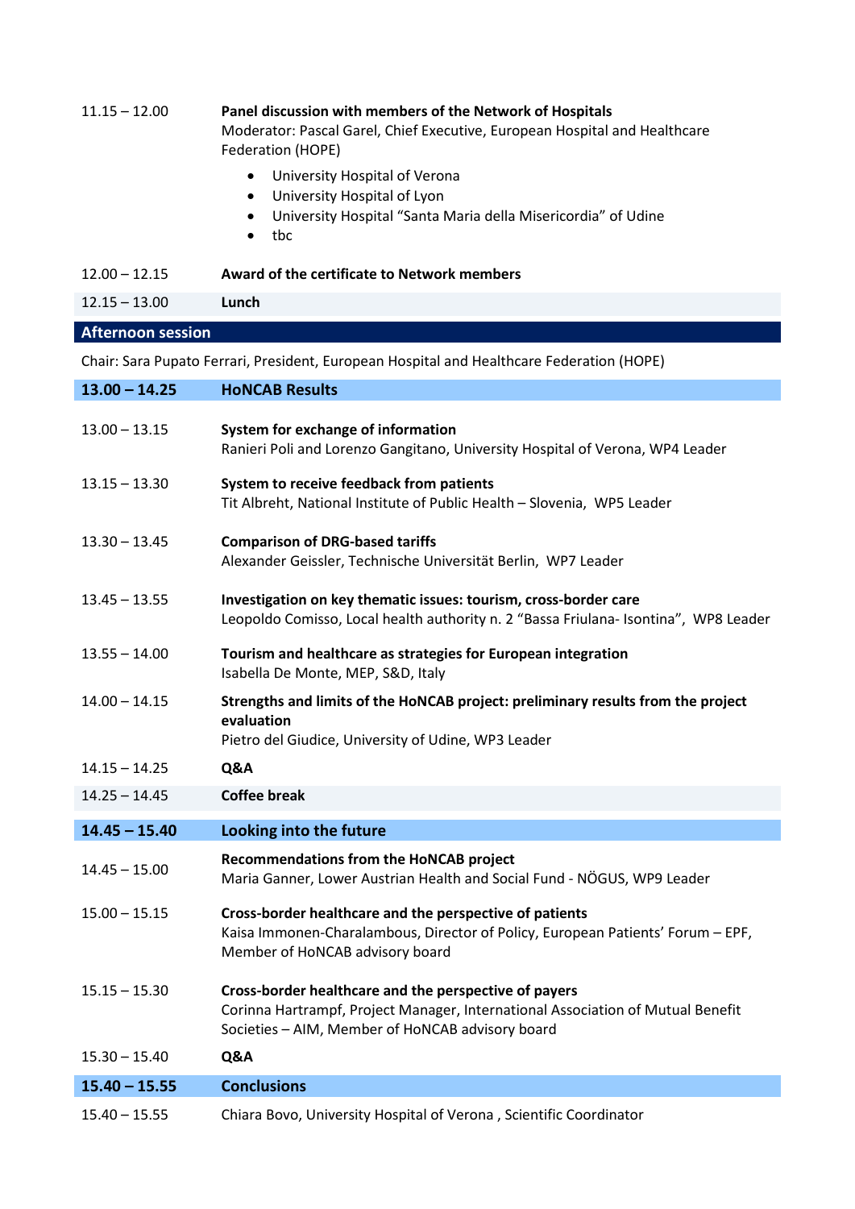| | |
|---|---|
| 11.15 – 12.00 | **Panel discussion with members of the Network of Hospitals**<br>Moderator: Pascal Garel, Chief Executive, European Hospital and Healthcare Federation (HOPE)<br>• University Hospital of Verona<br>• University Hospital of Lyon<br>• University Hospital "Santa Maria della Misericordia" of Udine<br>• tbc |
| 12.00 – 12.15 | **Award of the certificate to Network members** |
| 12.15 – 13.00 | **Lunch** |

## Afternoon session

Chair: Sara Pupato Ferrari, President, European Hospital and Healthcare Federation (HOPE)

| | |
|---|---|
| **13.00 – 14.25** | **HoNCAB Results** |
| 13.00 – 13.15 | **System for exchange of information**<br>Ranieri Poli and Lorenzo Gangitano, University Hospital of Verona, WP4 Leader |
| 13.15 – 13.30 | **System to receive feedback from patients**<br>Tit Albreht, National Institute of Public Health – Slovenia, WP5 Leader |
| 13.30 – 13.45 | **Comparison of DRG-based tariffs**<br>Alexander Geissler, Technische Universität Berlin, WP7 Leader |
| 13.45 – 13.55 | **Investigation on key thematic issues: tourism, cross-border care**<br>Leopoldo Comisso, Local health authority n. 2 "Bassa Friulana- Isontina", WP8 Leader |
| 13.55 – 14.00 | **Tourism and healthcare as strategies for European integration**<br>Isabella De Monte, MEP, S&D, Italy |
| 14.00 – 14.15 | **Strengths and limits of the HoNCAB project: preliminary results from the project evaluation**<br>Pietro del Giudice, University of Udine, WP3 Leader |
| 14.15 – 14.25 | **Q&A** |
| 14.25 – 14.45 | **Coffee break** |
| **14.45 – 15.40** | **Looking into the future** |
| 14.45 – 15.00 | **Recommendations from the HoNCAB project**<br>Maria Ganner, Lower Austrian Health and Social Fund - NÖGUS, WP9 Leader |
| 15.00 – 15.15 | **Cross-border healthcare and the perspective of patients**<br>Kaisa Immonen-Charalambous, Director of Policy, European Patients' Forum – EPF, Member of HoNCAB advisory board |
| 15.15 – 15.30 | **Cross-border healthcare and the perspective of payers**<br>Corinna Hartrampf, Project Manager, International Association of Mutual Benefit Societies – AIM, Member of HoNCAB advisory board |
| 15.30 – 15.40 | **Q&A** |
| **15.40 – 15.55** | **Conclusions** |
| 15.40 – 15.55 | Chiara Bovo, University Hospital of Verona , Scientific Coordinator |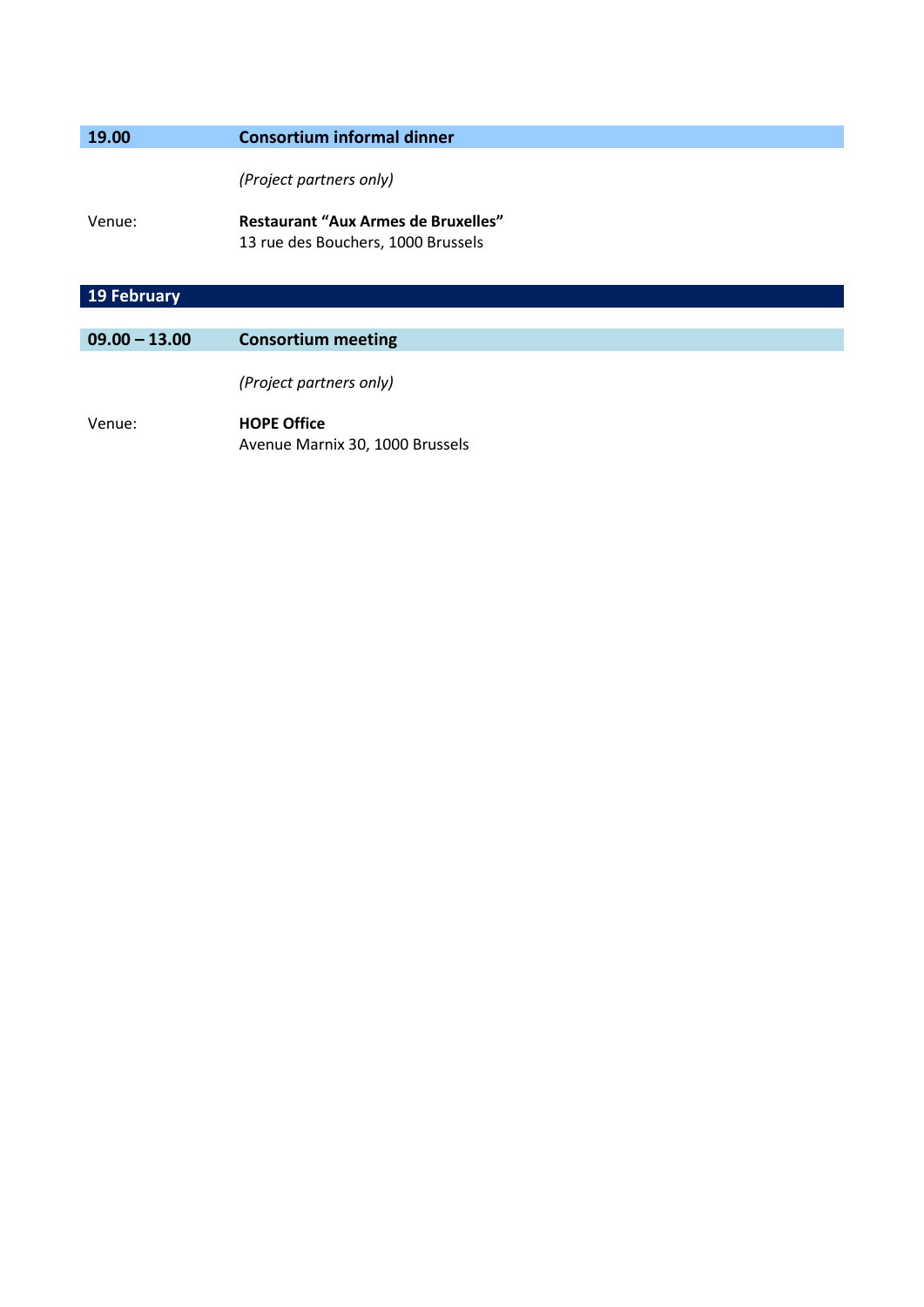| | |
|---|---|
| **19.00** | **Consortium informal dinner** |
| | *(Project partners only)* |
| Venue: | **Restaurant "Aux Armes de Bruxelles"** 13 rue des Bouchers, 1000 Brussels |

## 19 February

| | |
|---|---|
| **09.00 – 13.00** | **Consortium meeting** |
| | *(Project partners only)* |
| Venue: | **HOPE Office** Avenue Marnix 30, 1000 Brussels |